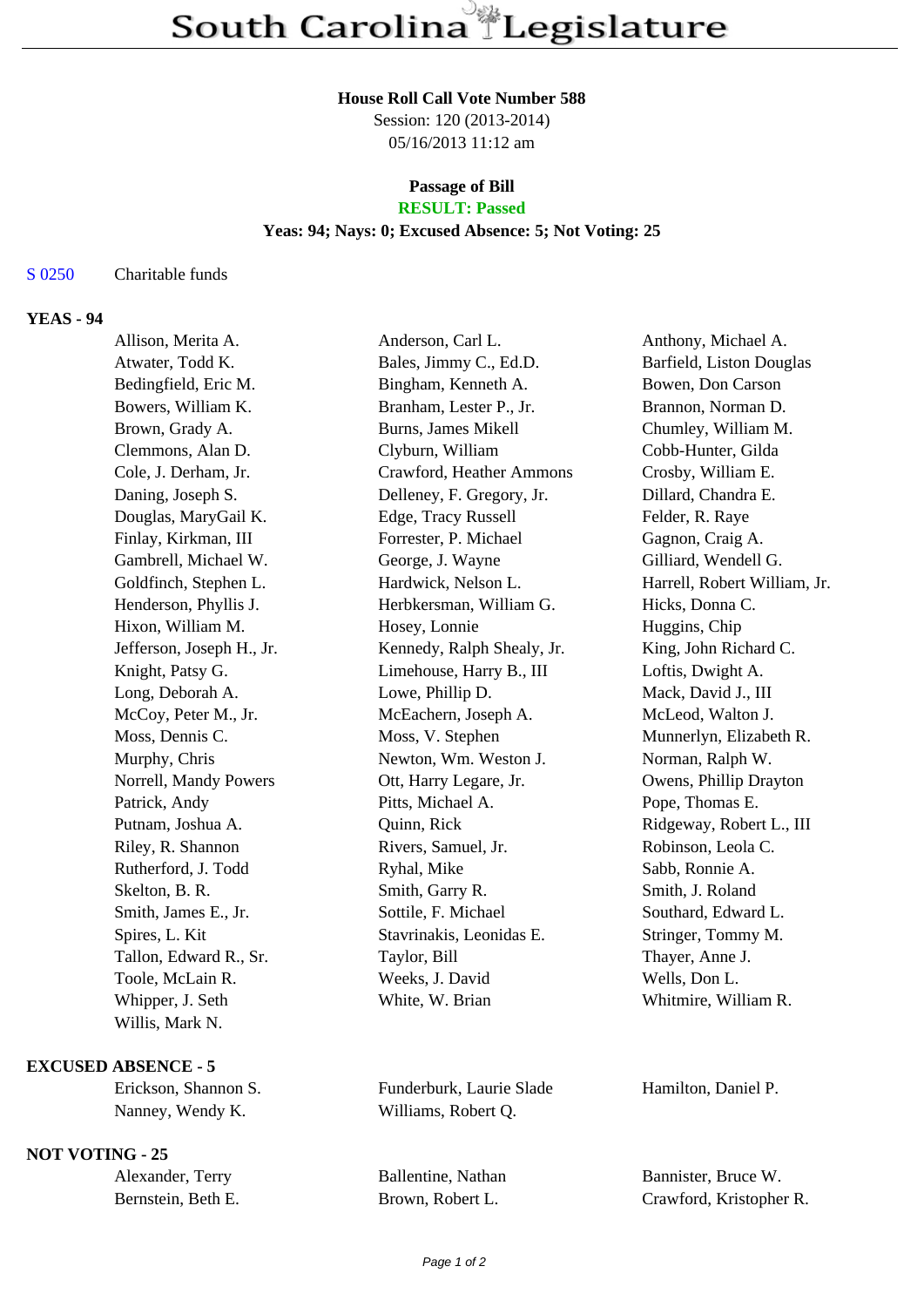# South Carolina Legislature

**House Roll Call Vote Number 588**
Session: 120 (2013-2014)
05/16/2013 11:12 am

**Passage of Bill**
**RESULT: Passed**
**Yeas: 94; Nays: 0; Excused Absence: 5; Not Voting: 25**

S 0250 Charitable funds

**YEAS - 94**

| | | |
|---|---|---|
| Allison, Merita A. | Anderson, Carl L. | Anthony, Michael A. |
| Atwater, Todd K. | Bales, Jimmy C., Ed.D. | Barfield, Liston Douglas |
| Bedingfield, Eric M. | Bingham, Kenneth A. | Bowen, Don Carson |
| Bowers, William K. | Branham, Lester P., Jr. | Brannon, Norman D. |
| Brown, Grady A. | Burns, James Mikell | Chumley, William M. |
| Clemmons, Alan D. | Clyburn, William | Cobb-Hunter, Gilda |
| Cole, J. Derham, Jr. | Crawford, Heather Ammons | Crosby, William E. |
| Daning, Joseph S. | Delleney, F. Gregory, Jr. | Dillard, Chandra E. |
| Douglas, MaryGail K. | Edge, Tracy Russell | Felder, R. Raye |
| Finlay, Kirkman, III | Forrester, P. Michael | Gagnon, Craig A. |
| Gambrell, Michael W. | George, J. Wayne | Gilliard, Wendell G. |
| Goldfinch, Stephen L. | Hardwick, Nelson L. | Harrell, Robert William, Jr. |
| Henderson, Phyllis J. | Herbkersman, William G. | Hicks, Donna C. |
| Hixon, William M. | Hosey, Lonnie | Huggins, Chip |
| Jefferson, Joseph H., Jr. | Kennedy, Ralph Shealy, Jr. | King, John Richard C. |
| Knight, Patsy G. | Limehouse, Harry B., III | Loftis, Dwight A. |
| Long, Deborah A. | Lowe, Phillip D. | Mack, David J., III |
| McCoy, Peter M., Jr. | McEachern, Joseph A. | McLeod, Walton J. |
| Moss, Dennis C. | Moss, V. Stephen | Munnerlyn, Elizabeth R. |
| Murphy, Chris | Newton, Wm. Weston J. | Norman, Ralph W. |
| Norrell, Mandy Powers | Ott, Harry Legare, Jr. | Owens, Phillip Drayton |
| Patrick, Andy | Pitts, Michael A. | Pope, Thomas E. |
| Putnam, Joshua A. | Quinn, Rick | Ridgeway, Robert L., III |
| Riley, R. Shannon | Rivers, Samuel, Jr. | Robinson, Leola C. |
| Rutherford, J. Todd | Ryhal, Mike | Sabb, Ronnie A. |
| Skelton, B. R. | Smith, Garry R. | Smith, J. Roland |
| Smith, James E., Jr. | Sottile, F. Michael | Southard, Edward L. |
| Spires, L. Kit | Stavrinakis, Leonidas E. | Stringer, Tommy M. |
| Tallon, Edward R., Sr. | Taylor, Bill | Thayer, Anne J. |
| Toole, McLain R. | Weeks, J. David | Wells, Don L. |
| Whipper, J. Seth | White, W. Brian | Whitmire, William R. |
| Willis, Mark N. | | |

**EXCUSED ABSENCE - 5**

| | | |
|---|---|---|
| Erickson, Shannon S. | Funderburk, Laurie Slade | Hamilton, Daniel P. |
| Nanney, Wendy K. | Williams, Robert Q. | |

**NOT VOTING - 25**

| | | |
|---|---|---|
| Alexander, Terry | Ballentine, Nathan | Bannister, Bruce W. |
| Bernstein, Beth E. | Brown, Robert L. | Crawford, Kristopher R. |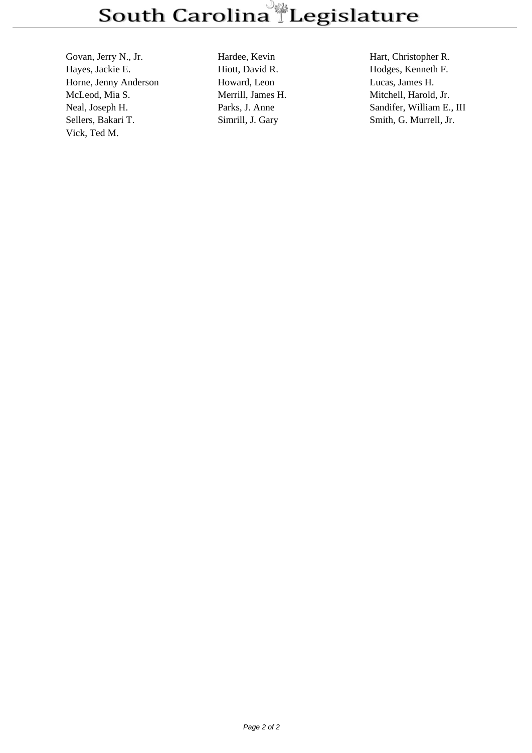Govan, Jerry N., Jr.
Hardee, Kevin
Hart, Christopher R.
Hayes, Jackie E.
Hiott, David R.
Hodges, Kenneth F.
Horne, Jenny Anderson
Howard, Leon
Lucas, James H.
McLeod, Mia S.
Merrill, James H.
Mitchell, Harold, Jr.
Neal, Joseph H.
Parks, J. Anne
Sandifer, William E., III
Sellers, Bakari T.
Simrill, J. Gary
Smith, G. Murrell, Jr.
Vick, Ted M.